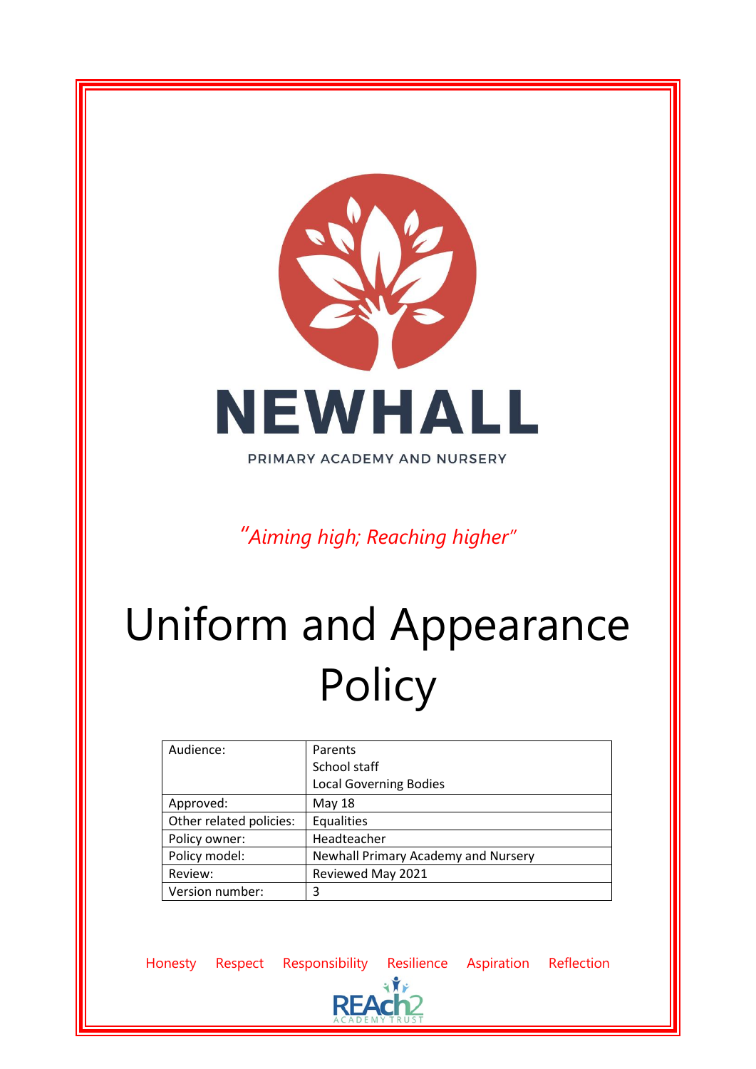NEWHALL

PRIMARY ACADEMY AND NURSERY

*"Aiming high; Reaching higher"*

# Uniform and Appearance Policy

| Audience: | Parents<br>School staff<br>Local Governing Bodies |
|---|---|
| Approved: | May 18 |
| Other related policies: | Equalities |
| Policy owner: | Headteacher |
| Policy model: | Newhall Primary Academy and Nursery |
| Review: | Reviewed May 2021 |
| Version number: | 3 |

Honesty Respect Responsibility Resilience Aspiration Reflection

REAch2 ACADEMY TRUST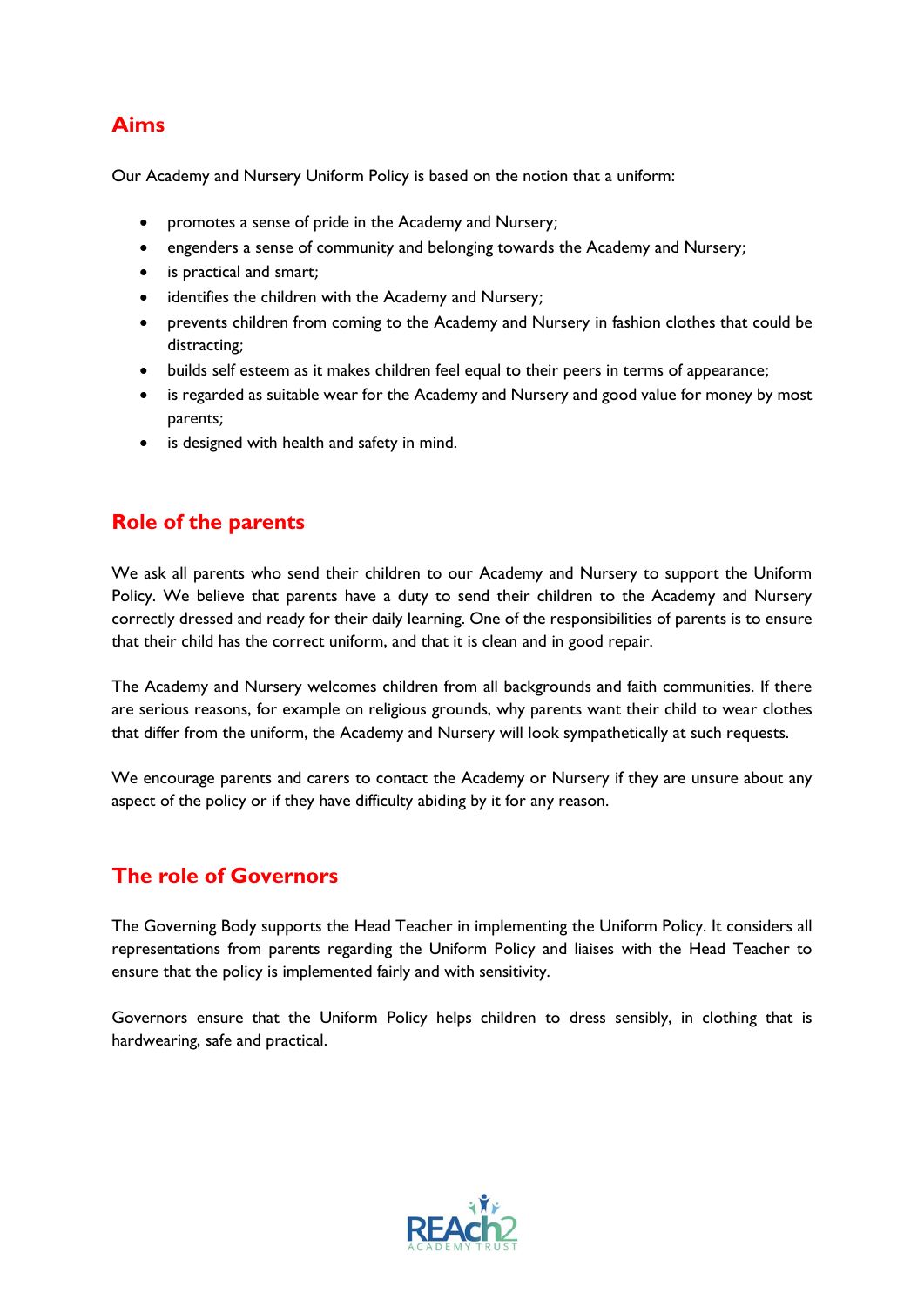## Aims

Our Academy and Nursery Uniform Policy is based on the notion that a uniform:

- promotes a sense of pride in the Academy and Nursery;
- engenders a sense of community and belonging towards the Academy and Nursery;
- is practical and smart;
- identifies the children with the Academy and Nursery;
- prevents children from coming to the Academy and Nursery in fashion clothes that could be distracting;
- builds self esteem as it makes children feel equal to their peers in terms of appearance;
- is regarded as suitable wear for the Academy and Nursery and good value for money by most parents;
- is designed with health and safety in mind.

## Role of the parents

We ask all parents who send their children to our Academy and Nursery to support the Uniform Policy. We believe that parents have a duty to send their children to the Academy and Nursery correctly dressed and ready for their daily learning. One of the responsibilities of parents is to ensure that their child has the correct uniform, and that it is clean and in good repair.

The Academy and Nursery welcomes children from all backgrounds and faith communities. If there are serious reasons, for example on religious grounds, why parents want their child to wear clothes that differ from the uniform, the Academy and Nursery will look sympathetically at such requests.

We encourage parents and carers to contact the Academy or Nursery if they are unsure about any aspect of the policy or if they have difficulty abiding by it for any reason.

## The role of Governors

The Governing Body supports the Head Teacher in implementing the Uniform Policy. It considers all representations from parents regarding the Uniform Policy and liaises with the Head Teacher to ensure that the policy is implemented fairly and with sensitivity.

Governors ensure that the Uniform Policy helps children to dress sensibly, in clothing that is hardwearing, safe and practical.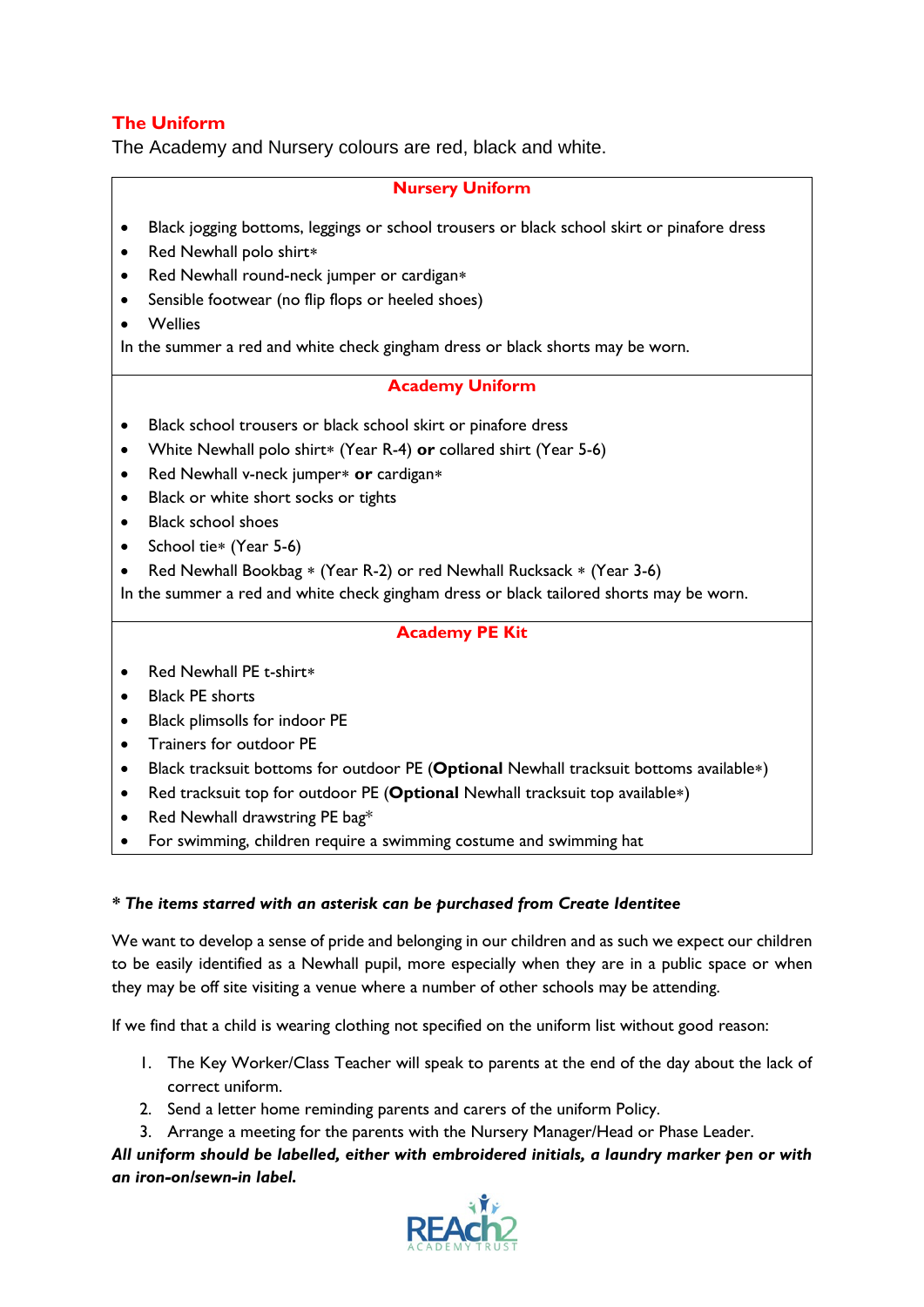## The Uniform

The Academy and Nursery colours are red, black and white.

### Nursery Uniform

- Black jogging bottoms, leggings or school trousers or black school skirt or pinafore dress
- Red Newhall polo shirt*
- Red Newhall round-neck jumper or cardigan*
- Sensible footwear (no flip flops or heeled shoes)
- Wellies

In the summer a red and white check gingham dress or black shorts may be worn.

### Academy Uniform

- Black school trousers or black school skirt or pinafore dress
- White Newhall polo shirt* (Year R-4) **or** collared shirt (Year 5-6)
- Red Newhall v-neck jumper* **or** cardigan*
- Black or white short socks or tights
- Black school shoes
- School tie* (Year 5-6)
- Red Newhall Bookbag * (Year R-2) or red Newhall Rucksack * (Year 3-6)

In the summer a red and white check gingham dress or black tailored shorts may be worn.

### Academy PE Kit

- Red Newhall PE t-shirt*
- Black PE shorts
- Black plimsolls for indoor PE
- Trainers for outdoor PE
- Black tracksuit bottoms for outdoor PE (**Optional** Newhall tracksuit bottoms available*)
- Red tracksuit top for outdoor PE (**Optional** Newhall tracksuit top available*)
- Red Newhall drawstring PE bag*
- For swimming, children require a swimming costume and swimming hat

***\* The items starred with an asterisk can be purchased from Create Identitee***

We want to develop a sense of pride and belonging in our children and as such we expect our children to be easily identified as a Newhall pupil, more especially when they are in a public space or when they may be off site visiting a venue where a number of other schools may be attending.

If we find that a child is wearing clothing not specified on the uniform list without good reason:

1. The Key Worker/Class Teacher will speak to parents at the end of the day about the lack of correct uniform.
2. Send a letter home reminding parents and carers of the uniform Policy.
3. Arrange a meeting for the parents with the Nursery Manager/Head or Phase Leader.

***All uniform should be labelled, either with embroidered initials, a laundry marker pen or with an iron-on/sewn-in label.***

REAch2 ACADEMY TRUST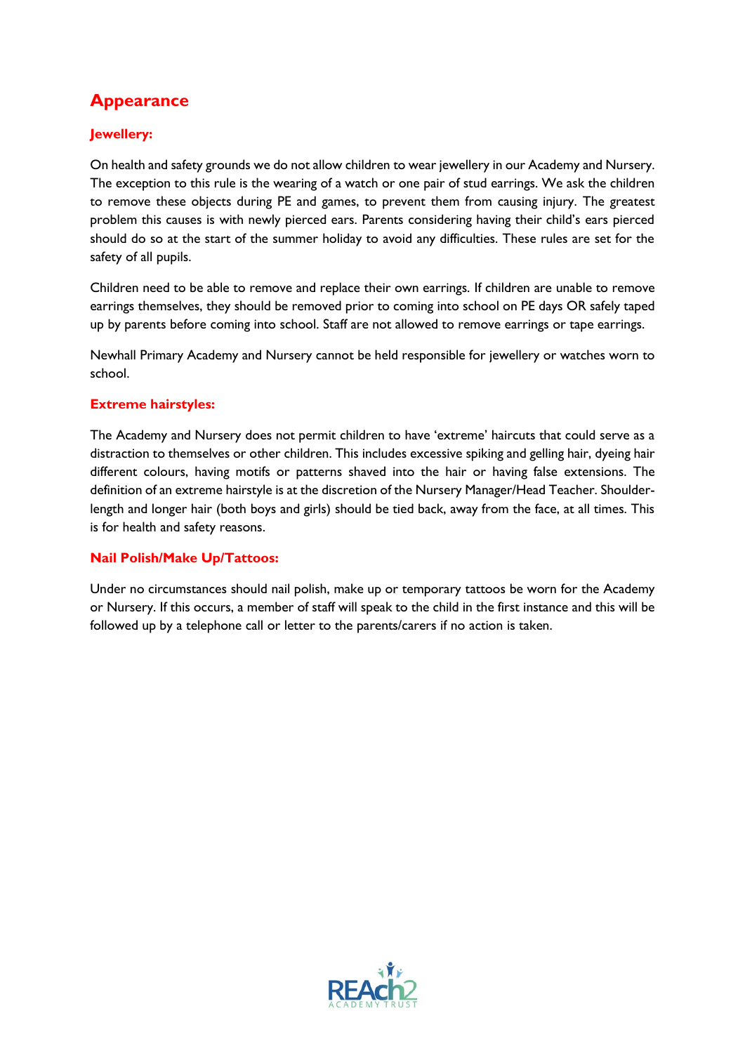## Appearance

### Jewellery:

On health and safety grounds we do not allow children to wear jewellery in our Academy and Nursery. The exception to this rule is the wearing of a watch or one pair of stud earrings. We ask the children to remove these objects during PE and games, to prevent them from causing injury. The greatest problem this causes is with newly pierced ears. Parents considering having their child's ears pierced should do so at the start of the summer holiday to avoid any difficulties. These rules are set for the safety of all pupils.

Children need to be able to remove and replace their own earrings. If children are unable to remove earrings themselves, they should be removed prior to coming into school on PE days OR safely taped up by parents before coming into school. Staff are not allowed to remove earrings or tape earrings.

Newhall Primary Academy and Nursery cannot be held responsible for jewellery or watches worn to school.

### Extreme hairstyles:

The Academy and Nursery does not permit children to have 'extreme' haircuts that could serve as a distraction to themselves or other children. This includes excessive spiking and gelling hair, dyeing hair different colours, having motifs or patterns shaved into the hair or having false extensions. The definition of an extreme hairstyle is at the discretion of the Nursery Manager/Head Teacher. Shoulder-length and longer hair (both boys and girls) should be tied back, away from the face, at all times. This is for health and safety reasons.

### Nail Polish/Make Up/Tattoos:

Under no circumstances should nail polish, make up or temporary tattoos be worn for the Academy or Nursery. If this occurs, a member of staff will speak to the child in the first instance and this will be followed up by a telephone call or letter to the parents/carers if no action is taken.